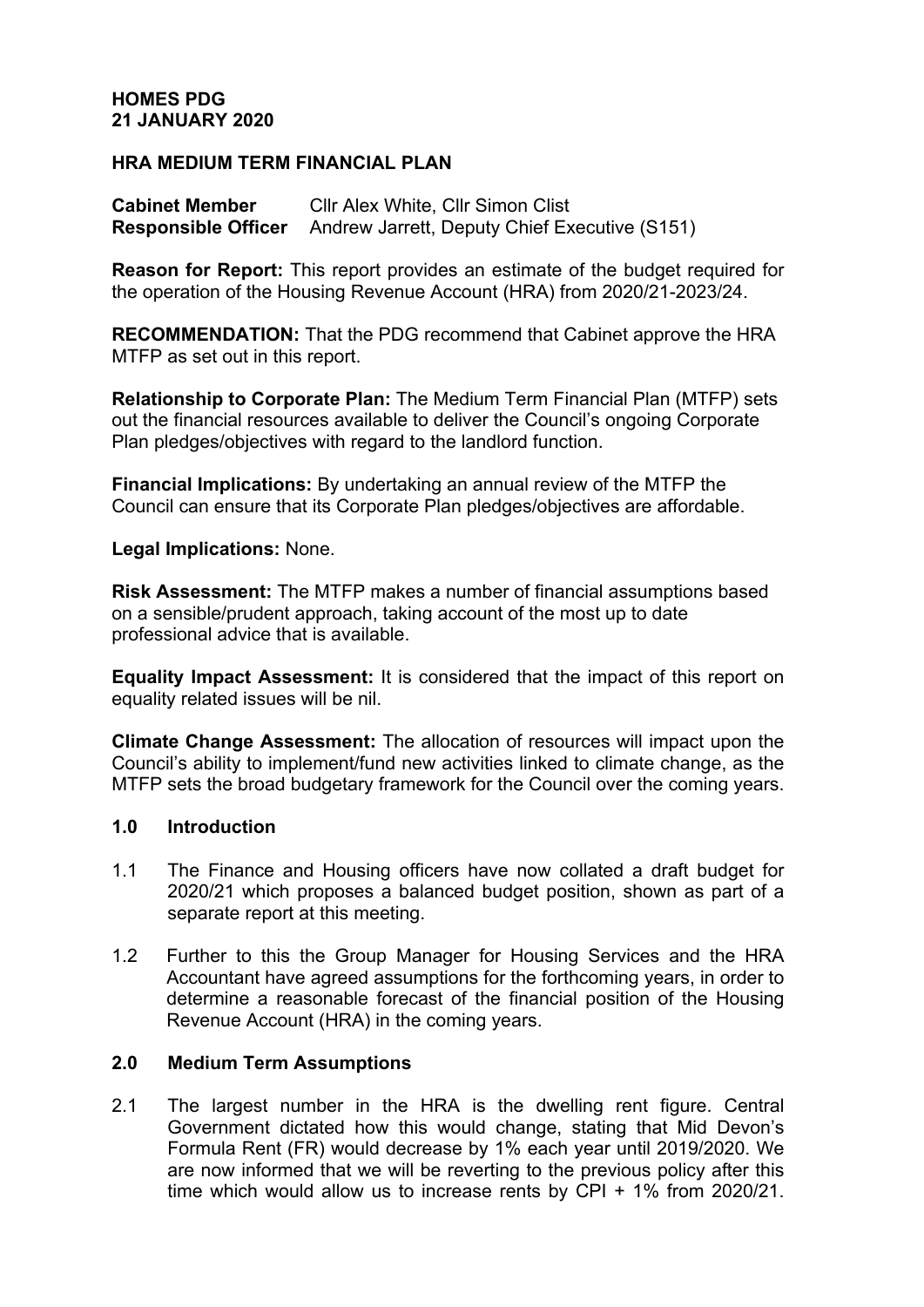**HOMES PDG**
**21 JANUARY 2020**

**HRA MEDIUM TERM FINANCIAL PLAN**

**Cabinet Member** Cllr Alex White, Cllr Simon Clist
**Responsible Officer** Andrew Jarrett, Deputy Chief Executive (S151)

**Reason for Report:** This report provides an estimate of the budget required for the operation of the Housing Revenue Account (HRA) from 2020/21-2023/24.

**RECOMMENDATION:** That the PDG recommend that Cabinet approve the HRA MTFP as set out in this report.

**Relationship to Corporate Plan:** The Medium Term Financial Plan (MTFP) sets out the financial resources available to deliver the Council's ongoing Corporate Plan pledges/objectives with regard to the landlord function.

**Financial Implications:** By undertaking an annual review of the MTFP the Council can ensure that its Corporate Plan pledges/objectives are affordable.

**Legal Implications:** None.

**Risk Assessment:** The MTFP makes a number of financial assumptions based on a sensible/prudent approach, taking account of the most up to date professional advice that is available.

**Equality Impact Assessment:** It is considered that the impact of this report on equality related issues will be nil.

**Climate Change Assessment:** The allocation of resources will impact upon the Council's ability to implement/fund new activities linked to climate change, as the MTFP sets the broad budgetary framework for the Council over the coming years.

## 1.0 Introduction

1.1 The Finance and Housing officers have now collated a draft budget for 2020/21 which proposes a balanced budget position, shown as part of a separate report at this meeting.

1.2 Further to this the Group Manager for Housing Services and the HRA Accountant have agreed assumptions for the forthcoming years, in order to determine a reasonable forecast of the financial position of the Housing Revenue Account (HRA) in the coming years.

## 2.0 Medium Term Assumptions

2.1 The largest number in the HRA is the dwelling rent figure. Central Government dictated how this would change, stating that Mid Devon's Formula Rent (FR) would decrease by 1% each year until 2019/2020. We are now informed that we will be reverting to the previous policy after this time which would allow us to increase rents by CPI + 1% from 2020/21.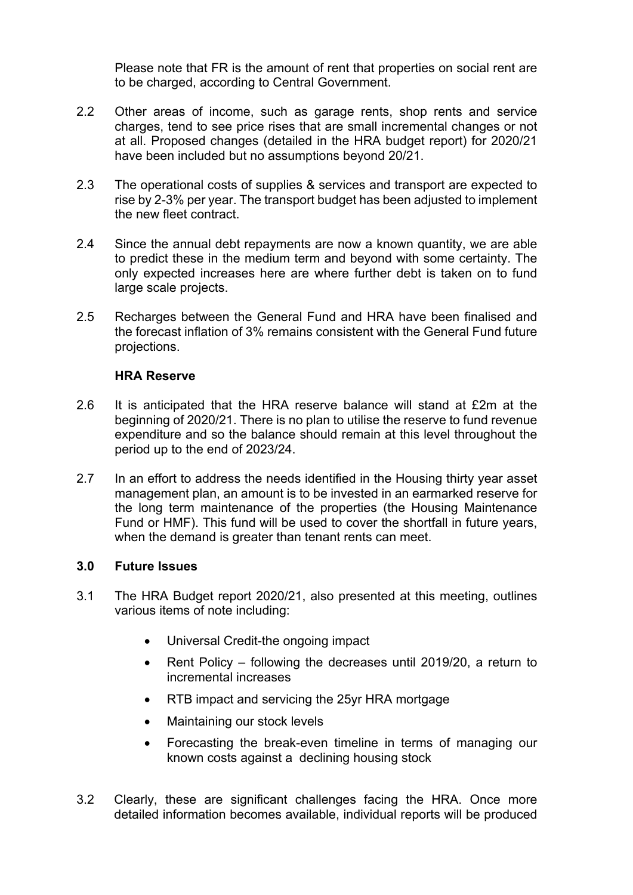Please note that FR is the amount of rent that properties on social rent are to be charged, according to Central Government.

2.2 Other areas of income, such as garage rents, shop rents and service charges, tend to see price rises that are small incremental changes or not at all. Proposed changes (detailed in the HRA budget report) for 2020/21 have been included but no assumptions beyond 20/21.

2.3 The operational costs of supplies & services and transport are expected to rise by 2-3% per year. The transport budget has been adjusted to implement the new fleet contract.

2.4 Since the annual debt repayments are now a known quantity, we are able to predict these in the medium term and beyond with some certainty. The only expected increases here are where further debt is taken on to fund large scale projects.

2.5 Recharges between the General Fund and HRA have been finalised and the forecast inflation of 3% remains consistent with the General Fund future projections.

**HRA Reserve**

2.6 It is anticipated that the HRA reserve balance will stand at £2m at the beginning of 2020/21. There is no plan to utilise the reserve to fund revenue expenditure and so the balance should remain at this level throughout the period up to the end of 2023/24.

2.7 In an effort to address the needs identified in the Housing thirty year asset management plan, an amount is to be invested in an earmarked reserve for the long term maintenance of the properties (the Housing Maintenance Fund or HMF). This fund will be used to cover the shortfall in future years, when the demand is greater than tenant rents can meet.

## 3.0 Future Issues

3.1 The HRA Budget report 2020/21, also presented at this meeting, outlines various items of note including:

- Universal Credit-the ongoing impact
- Rent Policy – following the decreases until 2019/20, a return to incremental increases
- RTB impact and servicing the 25yr HRA mortgage
- Maintaining our stock levels
- Forecasting the break-even timeline in terms of managing our known costs against a declining housing stock

3.2 Clearly, these are significant challenges facing the HRA. Once more detailed information becomes available, individual reports will be produced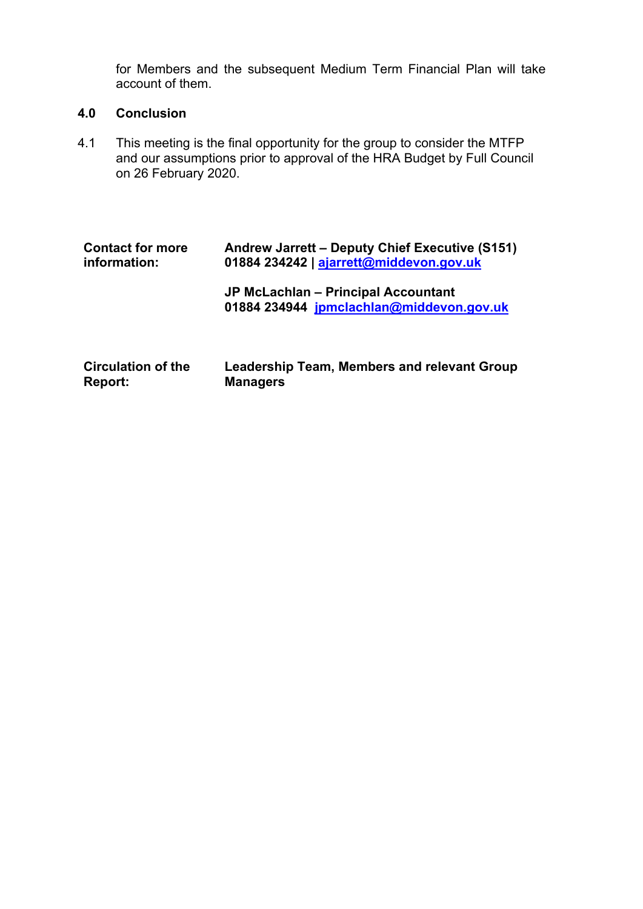for Members and the subsequent Medium Term Financial Plan will take account of them.

## 4.0 Conclusion

4.1 This meeting is the final opportunity for the group to consider the MTFP and our assumptions prior to approval of the HRA Budget by Full Council on 26 February 2020.

| | |
|---|---|
| **Contact for more information:** | **Andrew Jarrett – Deputy Chief Executive (S151)**<br>**01884 234242 \| ajarrett@middevon.gov.uk**<br><br>**JP McLachlan – Principal Accountant**<br>**01884 234944 jpmclachlan@middevon.gov.uk** |
| **Circulation of the Report:** | **Leadership Team, Members and relevant Group Managers** |